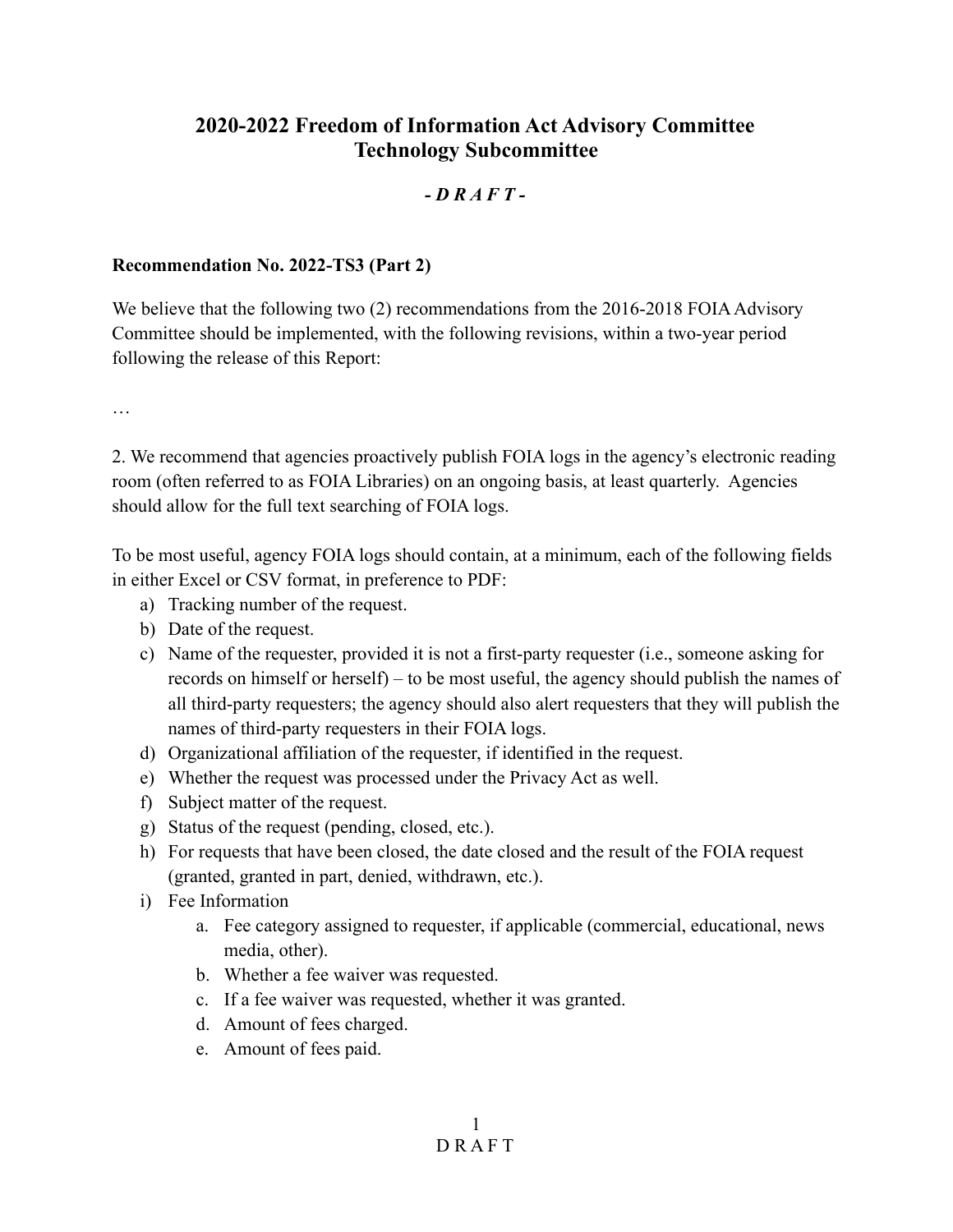# 2020-2022 Freedom of Information Act Advisory Committee
# Technology Subcommittee

***- D R A F T -***

**Recommendation No. 2022-TS3 (Part 2)**

We believe that the following two (2) recommendations from the 2016-2018 FOIA Advisory Committee should be implemented, with the following revisions, within a two-year period following the release of this Report:

…

2. We recommend that agencies proactively publish FOIA logs in the agency's electronic reading room (often referred to as FOIA Libraries) on an ongoing basis, at least quarterly. Agencies should allow for the full text searching of FOIA logs.

To be most useful, agency FOIA logs should contain, at a minimum, each of the following fields in either Excel or CSV format, in preference to PDF:

a) Tracking number of the request.
b) Date of the request.
c) Name of the requester, provided it is not a first-party requester (i.e., someone asking for records on himself or herself) – to be most useful, the agency should publish the names of all third-party requesters; the agency should also alert requesters that they will publish the names of third-party requesters in their FOIA logs.
d) Organizational affiliation of the requester, if identified in the request.
e) Whether the request was processed under the Privacy Act as well.
f) Subject matter of the request.
g) Status of the request (pending, closed, etc.).
h) For requests that have been closed, the date closed and the result of the FOIA request (granted, granted in part, denied, withdrawn, etc.).
i) Fee Information
    a. Fee category assigned to requester, if applicable (commercial, educational, news media, other).
    b. Whether a fee waiver was requested.
    c. If a fee waiver was requested, whether it was granted.
    d. Amount of fees charged.
    e. Amount of fees paid.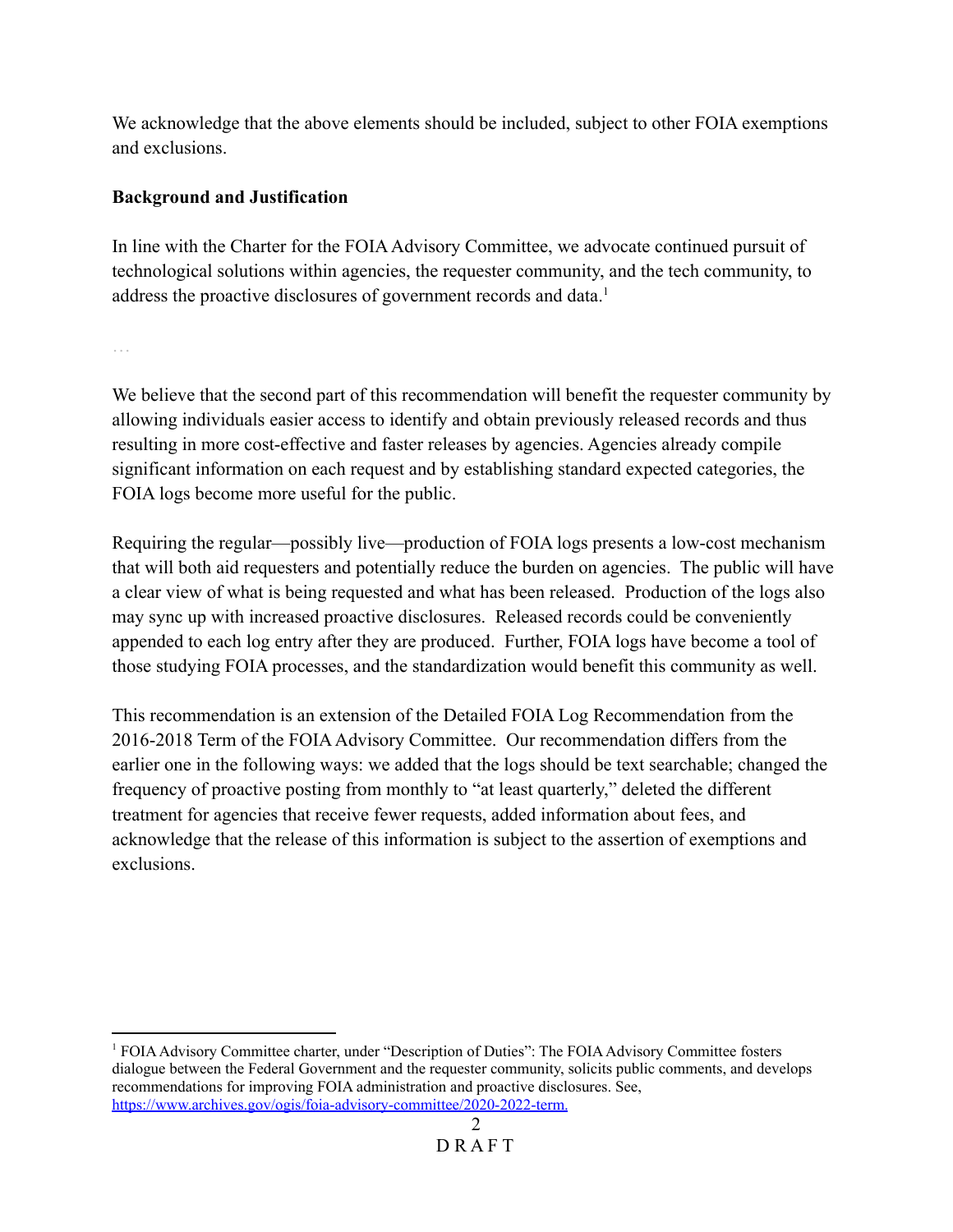We acknowledge that the above elements should be included, subject to other FOIA exemptions and exclusions.

**Background and Justification**

In line with the Charter for the FOIA Advisory Committee, we advocate continued pursuit of technological solutions within agencies, the requester community, and the tech community, to address the proactive disclosures of government records and data.[1]

…

We believe that the second part of this recommendation will benefit the requester community by allowing individuals easier access to identify and obtain previously released records and thus resulting in more cost-effective and faster releases by agencies. Agencies already compile significant information on each request and by establishing standard expected categories, the FOIA logs become more useful for the public.

Requiring the regular—possibly live—production of FOIA logs presents a low-cost mechanism that will both aid requesters and potentially reduce the burden on agencies. The public will have a clear view of what is being requested and what has been released. Production of the logs also may sync up with increased proactive disclosures. Released records could be conveniently appended to each log entry after they are produced. Further, FOIA logs have become a tool of those studying FOIA processes, and the standardization would benefit this community as well.

This recommendation is an extension of the Detailed FOIA Log Recommendation from the 2016-2018 Term of the FOIA Advisory Committee. Our recommendation differs from the earlier one in the following ways: we added that the logs should be text searchable; changed the frequency of proactive posting from monthly to "at least quarterly," deleted the different treatment for agencies that receive fewer requests, added information about fees, and acknowledge that the release of this information is subject to the assertion of exemptions and exclusions.

[1] FOIA Advisory Committee charter, under "Description of Duties": The FOIA Advisory Committee fosters dialogue between the Federal Government and the requester community, solicits public comments, and develops recommendations for improving FOIA administration and proactive disclosures. See, https://www.archives.gov/ogis/foia-advisory-committee/2020-2022-term.

D R A F T